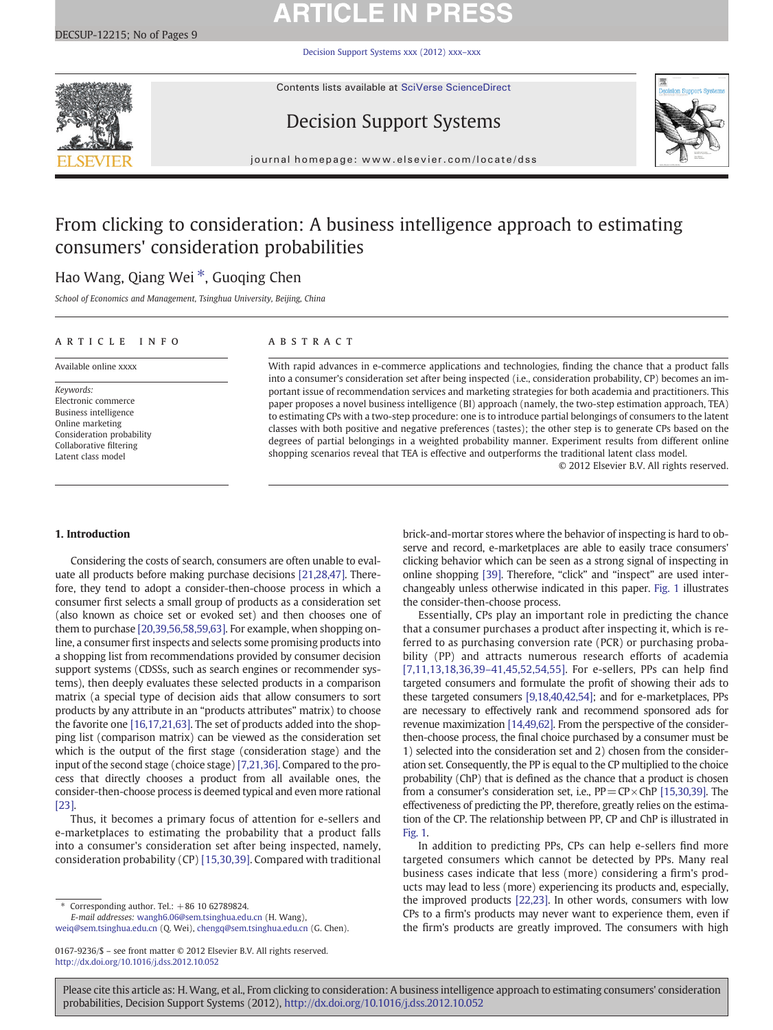# From clicking to consideration: A business intelligence approach to estimating consumers' consideration probabilities

Hao Wang, Qiang Wei *, Guoqing Chen

*School of Economics and Management, Tsinghua University, Beijing, China*

**ARTICLE INFO**

Available online xxxx

*Keywords:*
Electronic commerce
Business intelligence
Online marketing
Consideration probability
Collaborative filtering
Latent class model

**ABSTRACT**

With rapid advances in e-commerce applications and technologies, finding the chance that a product falls into a consumer's consideration set after being inspected (i.e., consideration probability, CP) becomes an important issue of recommendation services and marketing strategies for both academia and practitioners. This paper proposes a novel business intelligence (BI) approach (namely, the two-step estimation approach, TEA) to estimating CPs with a two-step procedure: one is to introduce partial belongings of consumers to the latent classes with both positive and negative preferences (tastes); the other step is to generate CPs based on the degrees of partial belongings in a weighted probability manner. Experiment results from different online shopping scenarios reveal that TEA is effective and outperforms the traditional latent class model.

© 2012 Elsevier B.V. All rights reserved.

## 1. Introduction

Considering the costs of search, consumers are often unable to evaluate all products before making purchase decisions [21,28,47]. Therefore, they tend to adopt a consider-then-choose process in which a consumer first selects a small group of products as a consideration set (also known as choice set or evoked set) and then chooses one of them to purchase [20,39,56,58,59,63]. For example, when shopping online, a consumer first inspects and selects some promising products into a shopping list from recommendations provided by consumer decision support systems (CDSSs, such as search engines or recommender systems), then deeply evaluates these selected products in a comparison matrix (a special type of decision aids that allow consumers to sort products by any attribute in an "products attributes" matrix) to choose the favorite one [16,17,21,63]. The set of products added into the shopping list (comparison matrix) can be viewed as the consideration set which is the output of the first stage (consideration stage) and the input of the second stage (choice stage) [7,21,36]. Compared to the process that directly chooses a product from all available ones, the consider-then-choose process is deemed typical and even more rational [23].

Thus, it becomes a primary focus of attention for e-sellers and e-marketplaces to estimating the probability that a product falls into a consumer's consideration set after being inspected, namely, consideration probability (CP) [15,30,39]. Compared with traditional brick-and-mortar stores where the behavior of inspecting is hard to observe and record, e-marketplaces are able to easily trace consumers' clicking behavior which can be seen as a strong signal of inspecting in online shopping [39]. Therefore, "click" and "inspect" are used interchangeably unless otherwise indicated in this paper. Fig. 1 illustrates the consider-then-choose process.

Essentially, CPs play an important role in predicting the chance that a consumer purchases a product after inspecting it, which is referred to as purchasing conversion rate (PCR) or purchasing probability (PP) and attracts numerous research efforts of academia [7,11,13,18,36,39–41,45,52,54,55]. For e-sellers, PPs can help find targeted consumers and formulate the profit of showing their ads to these targeted consumers [9,18,40,42,54]; and for e-marketplaces, PPs are necessary to effectively rank and recommend sponsored ads for revenue maximization [14,49,62]. From the perspective of the consider-then-choose process, the final choice purchased by a consumer must be 1) selected into the consideration set and 2) chosen from the consideration set. Consequently, the PP is equal to the CP multiplied to the choice probability (ChP) that is defined as the chance that a product is chosen from a consumer's consideration set, i.e., $PP = CP \times ChP$ [15,30,39]. The effectiveness of predicting the PP, therefore, greatly relies on the estimation of the CP. The relationship between PP, CP and ChP is illustrated in Fig. 1.

In addition to predicting PPs, CPs can help e-sellers find more targeted consumers which cannot be detected by PPs. Many real business cases indicate that less (more) considering a firm's products may lead to less (more) experiencing its products and, especially, the improved products [22,23]. In other words, consumers with low CPs to a firm's products may never want to experience them, even if the firm's products are greatly improved. The consumers with high

---

\* Corresponding author. Tel.: +86 10 62789824.
*E-mail addresses:* wangh6.06@sem.tsinghua.edu.cn (H. Wang), weiq@sem.tsinghua.edu.cn (Q. Wei), chengq@sem.tsinghua.edu.cn (G. Chen).

0167-9236/$ – see front matter © 2012 Elsevier B.V. All rights reserved.
http://dx.doi.org/10.1016/j.dss.2012.10.052

Please cite this article as: H. Wang, et al., From clicking to consideration: A business intelligence approach to estimating consumers' consideration probabilities, Decision Support Systems (2012), http://dx.doi.org/10.1016/j.dss.2012.10.052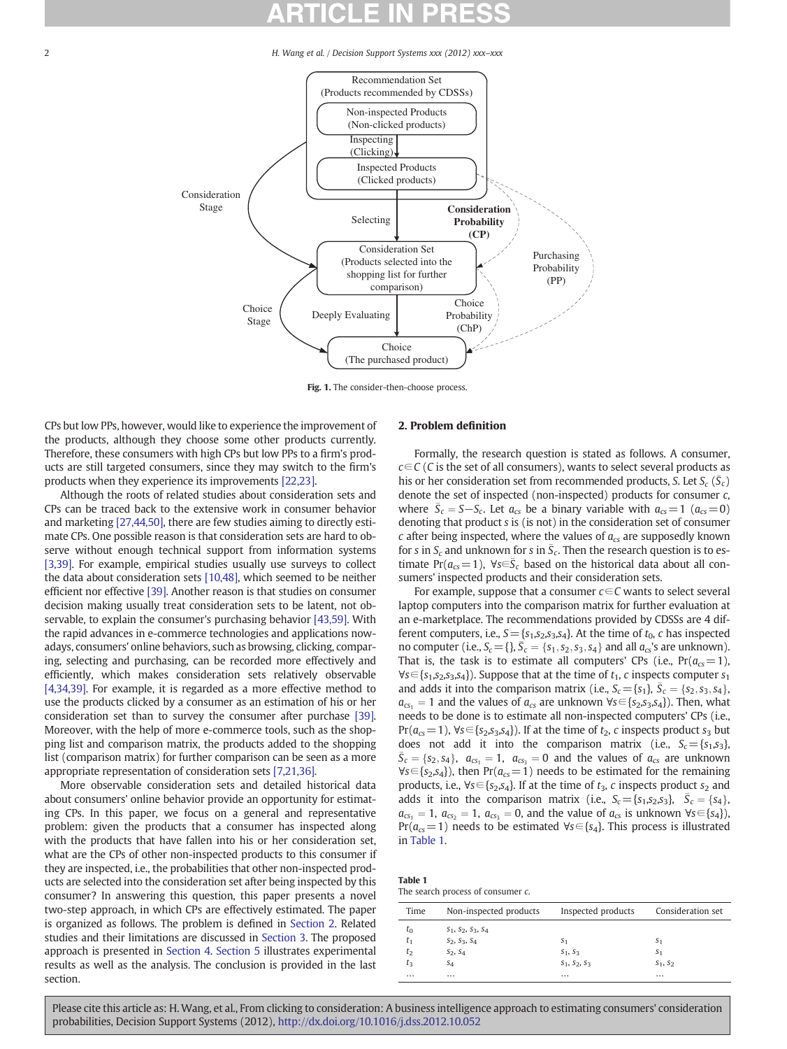Fig. 1. The consider-then-choose process.

CPs but low PPs, however, would like to experience the improvement of the products, although they choose some other products currently. Therefore, these consumers with high CPs but low PPs to a firm's products are still targeted consumers, since they may switch to the firm's products when they experience its improvements [22,23].

Although the roots of related studies about consideration sets and CPs can be traced back to the extensive work in consumer behavior and marketing [27,44,50], there are few studies aiming to directly estimate CPs. One possible reason is that consideration sets are hard to observe without enough technical support from information systems [3,39]. For example, empirical studies usually use surveys to collect the data about consideration sets [10,48], which seemed to be neither efficient nor effective [39]. Another reason is that studies on consumer decision making usually treat consideration sets to be latent, not observable, to explain the consumer's purchasing behavior [43,59]. With the rapid advances in e-commerce technologies and applications nowadays, consumers' online behaviors, such as browsing, clicking, comparing, selecting and purchasing, can be recorded more effectively and efficiently, which makes consideration sets relatively observable [4,34,39]. For example, it is regarded as a more effective method to use the products clicked by a consumer as an estimation of his or her consideration set than to survey the consumer after purchase [39]. Moreover, with the help of more e-commerce tools, such as the shopping list and comparison matrix, the products added to the shopping list (comparison matrix) for further comparison can be seen as a more appropriate representation of consideration sets [7,21,36].

More observable consideration sets and detailed historical data about consumers' online behavior provide an opportunity for estimating CPs. In this paper, we focus on a general and representative problem: given the products that a consumer has inspected along with the products that have fallen into his or her consideration set, what are the CPs of other non-inspected products to this consumer if they are inspected, i.e., the probabilities that other non-inspected products are selected into the consideration set after being inspected by this consumer? In answering this question, this paper presents a novel two-step approach, in which CPs are effectively estimated. The paper is organized as follows. The problem is defined in Section 2. Related studies and their limitations are discussed in Section 3. The proposed approach is presented in Section 4. Section 5 illustrates experimental results as well as the analysis. The conclusion is provided in the last section.

## 2. Problem definition

Formally, the research question is stated as follows. A consumer, $c \in C$ ($C$ is the set of all consumers), wants to select several products as his or her consideration set from recommended products, $S$. Let $S_c$ ($\bar{S}_c$) denote the set of inspected (non-inspected) products for consumer $c$, where $\bar{S}_c = S - S_c$. Let $a_{cs}$ be a binary variable with $a_{cs} = 1$ ($a_{cs} = 0$) denoting that product $s$ is (is not) in the consideration set of consumer $c$ after being inspected, where the values of $a_{cs}$ are supposedly known for $s$ in $S_c$ and unknown for $s$ in $\bar{S}_c$. Then the research question is to estimate $\Pr(a_{cs} = 1)$, $\forall s \in \bar{S}_c$ based on the historical data about all consumers' inspected products and their consideration sets.

For example, suppose that a consumer $c \in C$ wants to select several laptop computers into the comparison matrix for further evaluation at an e-marketplace. The recommendations provided by CDSSs are 4 different computers, i.e., $S = \{s_1, s_2, s_3, s_4\}$. At the time of $t_0$, $c$ has inspected no computer (i.e., $S_c = \{\}$, $\bar{S}_c = \{s_1, s_2, s_3, s_4\}$ and all $a_{cs}$'s are unknown). That is, the task is to estimate all computers' CPs (i.e., $\Pr(a_{cs} = 1)$, $\forall s \in \{s_1, s_2, s_3, s_4\}$). Suppose that at the time of $t_1$, $c$ inspects computer $s_1$ and adds it into the comparison matrix (i.e., $S_c = \{s_1\}$, $\bar{S}_c = \{s_2, s_3, s_4\}$, $a_{cs_1} = 1$ and the values of $a_{cs}$ are unknown $\forall s \in \{s_2, s_3, s_4\}$). Then, what needs to be done is to estimate all non-inspected computers' CPs (i.e., $\Pr(a_{cs} = 1)$, $\forall s \in \{s_2, s_3, s_4\}$). If at the time of $t_2$, $c$ inspects product $s_3$ but does not add it into the comparison matrix (i.e., $S_c = \{s_1, s_3\}$, $\bar{S}_c = \{s_2, s_4\}$, $a_{cs_1} = 1$, $a_{cs_3} = 0$ and the values of $a_{cs}$ are unknown $\forall s \in \{s_2, s_4\}$), then $\Pr(a_{cs} = 1)$ needs to be estimated for the remaining products, i.e., $\forall s \in \{s_2, s_4\}$. If at the time of $t_3$, $c$ inspects product $s_2$ and adds it into the comparison matrix (i.e., $S_c = \{s_1, s_2, s_3\}$, $\bar{S}_c = \{s_4\}$, $a_{cs_1} = 1$, $a_{cs_2} = 1$, $a_{cs_3} = 0$, and the value of $a_{cs}$ is unknown $\forall s \in \{s_4\}$), $\Pr(a_{cs} = 1)$ needs to be estimated $\forall s \in \{s_4\}$. This process is illustrated in Table 1.

**Table 1**
The search process of consumer $c$.

| Time | Non-inspected products | Inspected products | Consideration set |
|---|---|---|---|
| $t_0$ | $s_1, s_2, s_3, s_4$ | | |
| $t_1$ | $s_2, s_3, s_4$ | $s_1$ | $s_1$ |
| $t_2$ | $s_2, s_4$ | $s_1, s_3$ | $s_1$ |
| $t_3$ | $s_4$ | $s_1, s_2, s_3$ | $s_1, s_2$ |
| … | … | … | … |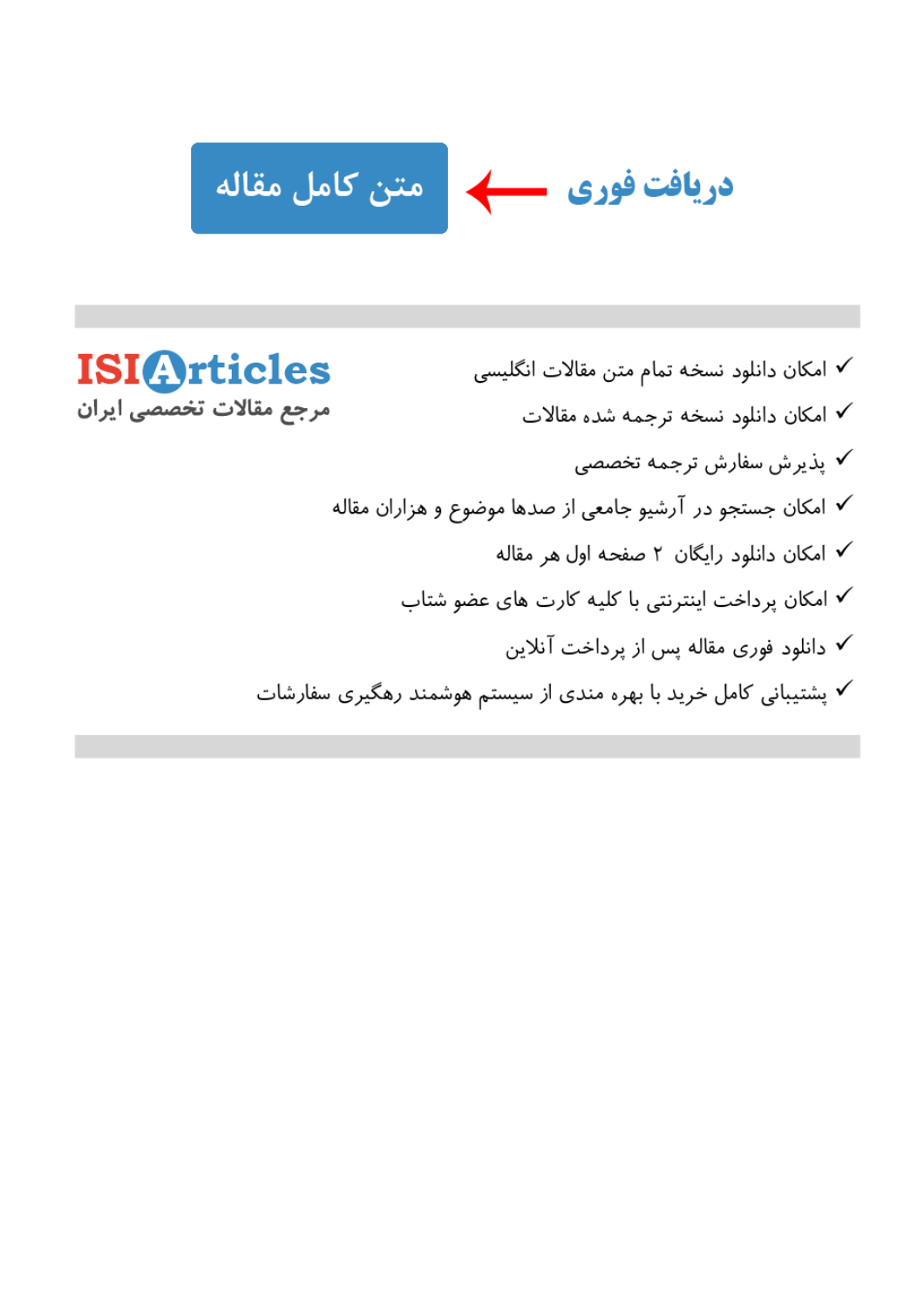دریافت فوری ← متن کامل مقاله

**ISIArticles**
مرجع مقالات تخصصی ایران

- ✓ امکان دانلود نسخه تمام متن مقالات انگلیسی
- ✓ امکان دانلود نسخه ترجمه شده مقالات
- ✓ پذیرش سفارش ترجمه تخصصی
- ✓ امکان جستجو در آرشیو جامعی از صدها موضوع و هزاران مقاله
- ✓ امکان دانلود رایگان ۲ صفحه اول هر مقاله
- ✓ امکان پرداخت اینترنتی با کلیه کارت های عضو شتاب
- ✓ دانلود فوری مقاله پس از پرداخت آنلاین
- ✓ پشتیبانی کامل خرید با بهره مندی از سیستم هوشمند رهگیری سفارشات